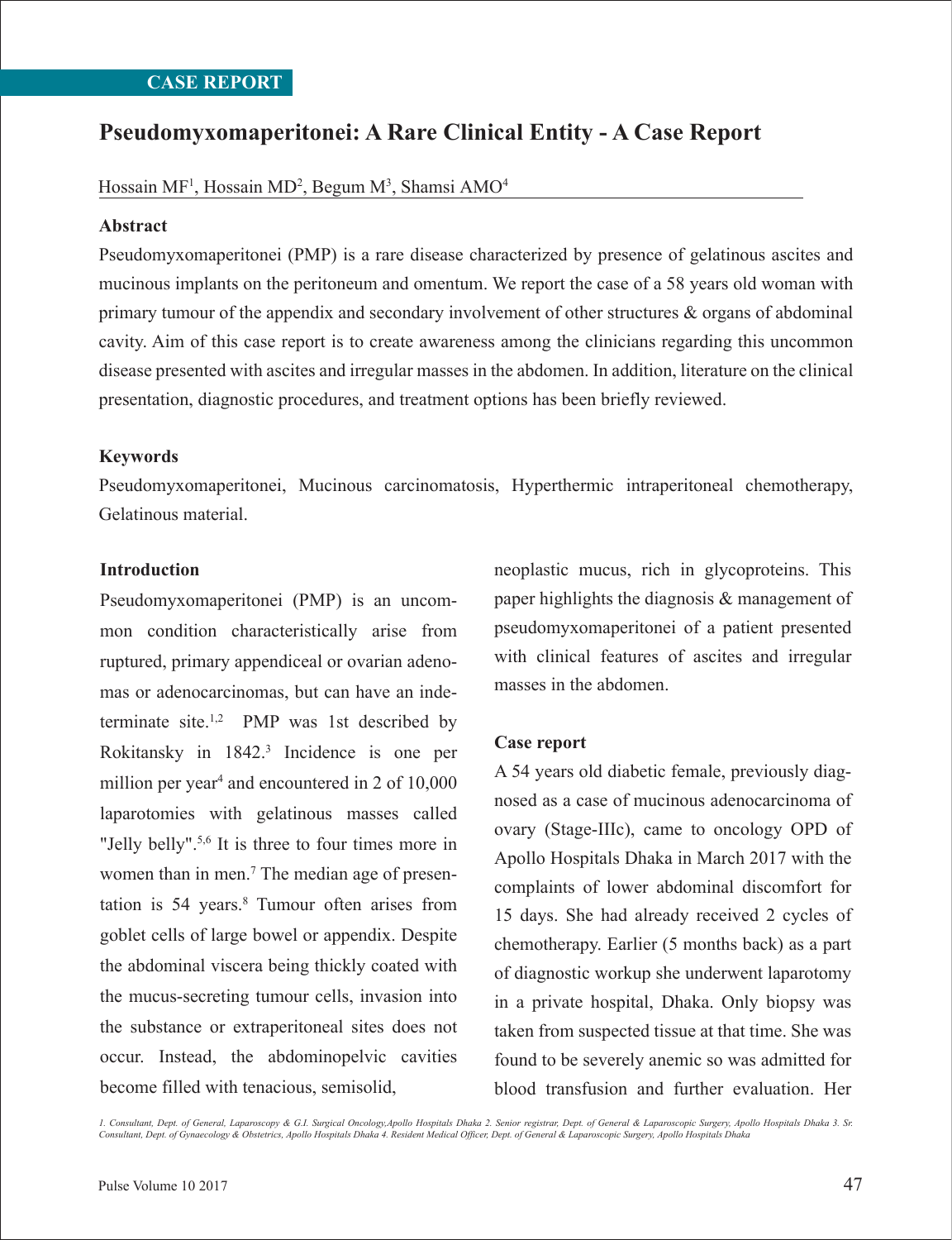CASE REPORT

# Pseudomyxomaperitonei: A Rare Clinical Entity - A Case Report

Hossain MF[1], Hossain MD[2], Begum M[3], Shamsi AMO[4]

### Abstract

Pseudomyxomaperitonei (PMP) is a rare disease characterized by presence of gelatinous ascites and mucinous implants on the peritoneum and omentum. We report the case of a 58 years old woman with primary tumour of the appendix and secondary involvement of other structures & organs of abdominal cavity. Aim of this case report is to create awareness among the clinicians regarding this uncommon disease presented with ascites and irregular masses in the abdomen. In addition, literature on the clinical presentation, diagnostic procedures, and treatment options has been briefly reviewed.

### Keywords

Pseudomyxomaperitonei, Mucinous carcinomatosis, Hyperthermic intraperitoneal chemotherapy, Gelatinous material.

### Introduction

Pseudomyxomaperitonei (PMP) is an uncommon condition characteristically arise from ruptured, primary appendiceal or ovarian adenomas or adenocarcinomas, but can have an indeterminate site.[1,2] PMP was 1st described by Rokitansky in 1842.[3] Incidence is one per million per year[4] and encountered in 2 of 10,000 laparotomies with gelatinous masses called "Jelly belly".[5,6] It is three to four times more in women than in men.[7] The median age of presentation is 54 years.[8] Tumour often arises from goblet cells of large bowel or appendix. Despite the abdominal viscera being thickly coated with the mucus-secreting tumour cells, invasion into the substance or extraperitoneal sites does not occur. Instead, the abdominopelvic cavities become filled with tenacious, semisolid, neoplastic mucus, rich in glycoproteins. This paper highlights the diagnosis & management of pseudomyxomaperitonei of a patient presented with clinical features of ascites and irregular masses in the abdomen.

### Case report

A 54 years old diabetic female, previously diagnosed as a case of mucinous adenocarcinoma of ovary (Stage-IIIc), came to oncology OPD of Apollo Hospitals Dhaka in March 2017 with the complaints of lower abdominal discomfort for 15 days. She had already received 2 cycles of chemotherapy. Earlier (5 months back) as a part of diagnostic workup she underwent laparotomy in a private hospital, Dhaka. Only biopsy was taken from suspected tissue at that time. She was found to be severely anemic so was admitted for blood transfusion and further evaluation. Her

*1. Consultant, Dept. of General, Laparoscopy & G.I. Surgical Oncology,Apollo Hospitals Dhaka 2. Senior registrar, Dept. of General & Laparoscopic Surgery, Apollo Hospitals Dhaka 3. Sr. Consultant, Dept. of Gynaecology & Obstetrics, Apollo Hospitals Dhaka 4. Resident Medical Officer, Dept. of General & Laparoscopic Surgery, Apollo Hospitals Dhaka*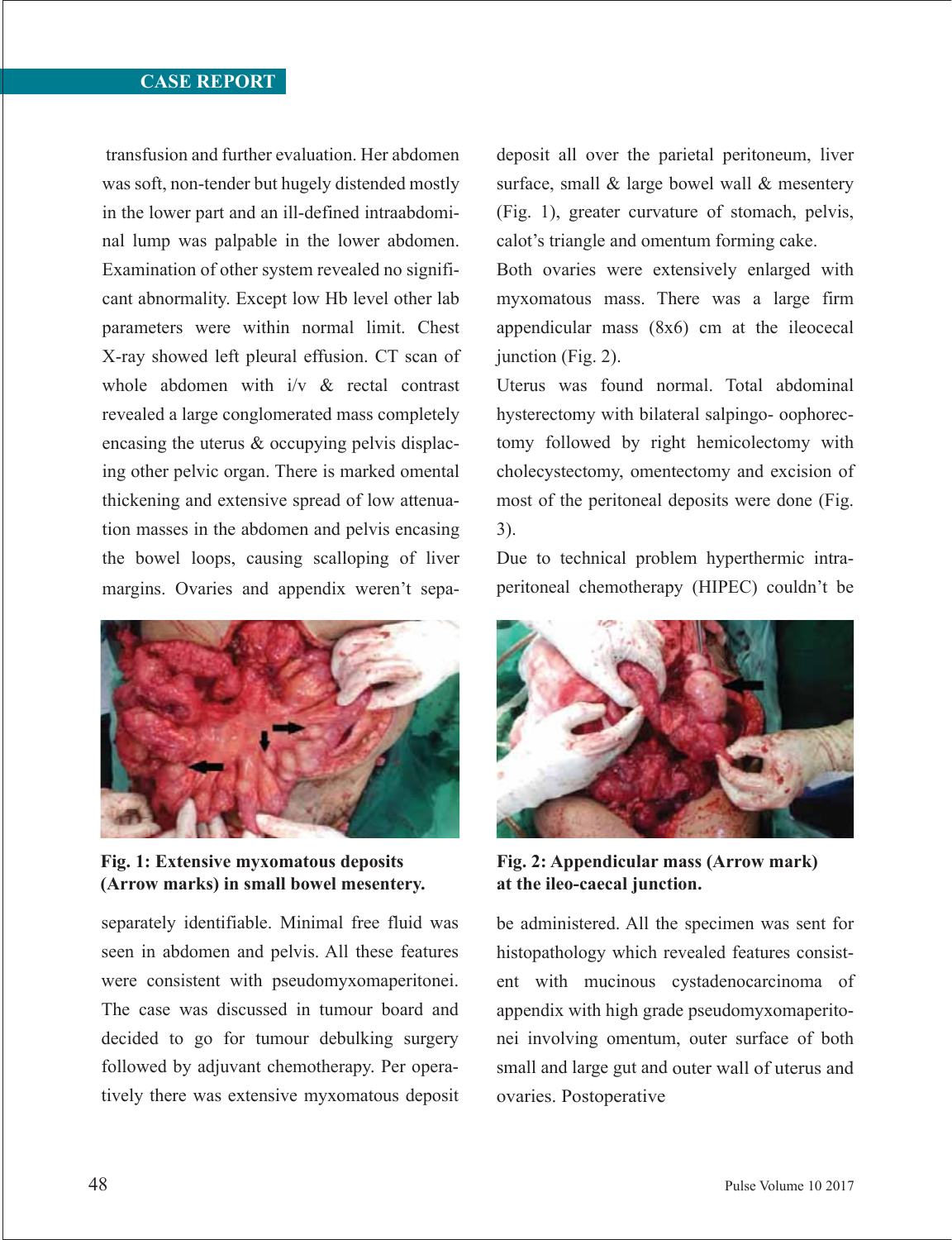transfusion and further evaluation. Her abdomen was soft, non-tender but hugely distended mostly in the lower part and an ill-defined intraabdominal lump was palpable in the lower abdomen. Examination of other system revealed no significant abnormality. Except low Hb level other lab parameters were within normal limit. Chest X-ray showed left pleural effusion. CT scan of whole abdomen with i/v & rectal contrast revealed a large conglomerated mass completely encasing the uterus & occupying pelvis displacing other pelvic organ. There is marked omental thickening and extensive spread of low attenuation masses in the abdomen and pelvis encasing the bowel loops, causing scalloping of liver margins. Ovaries and appendix weren't separately identifiable. Minimal free fluid was seen in abdomen and pelvis. All these features were consistent with pseudomyxomaperitonei. The case was discussed in tumour board and decided to go for tumour debulking surgery followed by adjuvant chemotherapy. Per operatively there was extensive myxomatous deposit all over the parietal peritoneum, liver surface, small & large bowel wall & mesentery (Fig. 1), greater curvature of stomach, pelvis, calot's triangle and omentum forming cake.

**Fig. 1: Extensive myxomatous deposits (Arrow marks) in small bowel mesentery.**

Both ovaries were extensively enlarged with myxomatous mass. There was a large firm appendicular mass (8x6) cm at the ileocecal junction (Fig. 2).

**Fig. 2: Appendicular mass (Arrow mark) at the ileo-caecal junction.**

Uterus was found normal. Total abdominal hysterectomy with bilateral salpingo- oophorectomy followed by right hemicolectomy with cholecystectomy, omentectomy and excision of most of the peritoneal deposits were done (Fig. 3).

Due to technical problem hyperthermic intraperitoneal chemotherapy (HIPEC) couldn't be be administered. All the specimen was sent for histopathology which revealed features consistent with mucinous cystadenocarcinoma of appendix with high grade pseudomyxomaperitonei involving omentum, outer surface of both small and large gut and outer wall of uterus and ovaries. Postoperative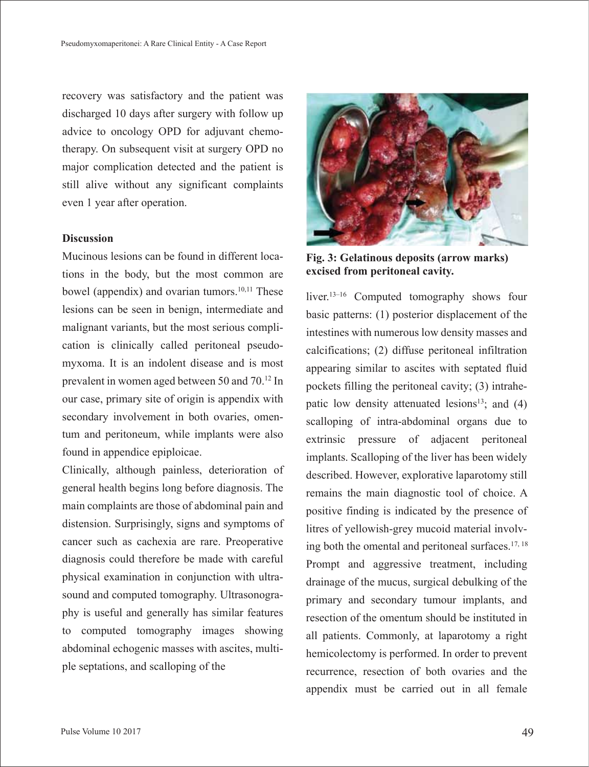recovery was satisfactory and the patient was discharged 10 days after surgery with follow up advice to oncology OPD for adjuvant chemotherapy. On subsequent visit at surgery OPD no major complication detected and the patient is still alive without any significant complaints even 1 year after operation.

**Discussion**

Mucinous lesions can be found in different locations in the body, but the most common are bowel (appendix) and ovarian tumors.[10,11] These lesions can be seen in benign, intermediate and malignant variants, but the most serious complication is clinically called peritoneal pseudomyxoma. It is an indolent disease and is most prevalent in women aged between 50 and 70.[12] In our case, primary site of origin is appendix with secondary involvement in both ovaries, omentum and peritoneum, while implants were also found in appendice epiploicae.

Clinically, although painless, deterioration of general health begins long before diagnosis. The main complaints are those of abdominal pain and distension. Surprisingly, signs and symptoms of cancer such as cachexia are rare. Preoperative diagnosis could therefore be made with careful physical examination in conjunction with ultrasound and computed tomography. Ultrasonography is useful and generally has similar features to computed tomography images showing abdominal echogenic masses with ascites, multiple septations, and scalloping of the liver.[13–16] Computed tomography shows four basic patterns: (1) posterior displacement of the intestines with numerous low density masses and calcifications; (2) diffuse peritoneal infiltration appearing similar to ascites with septated fluid pockets filling the peritoneal cavity; (3) intrahepatic low density attenuated lesions[13]; and (4) scalloping of intra-abdominal organs due to extrinsic pressure of adjacent peritoneal implants. Scalloping of the liver has been widely described. However, explorative laparotomy still remains the main diagnostic tool of choice. A positive finding is indicated by the presence of litres of yellowish-grey mucoid material involving both the omental and peritoneal surfaces.[17,18] Prompt and aggressive treatment, including drainage of the mucus, surgical debulking of the primary and secondary tumour implants, and resection of the omentum should be instituted in all patients. Commonly, at laparotomy a right hemicolectomy is performed. In order to prevent recurrence, resection of both ovaries and the appendix must be carried out in all female

**Fig. 3: Gelatinous deposits (arrow marks) excised from peritoneal cavity.**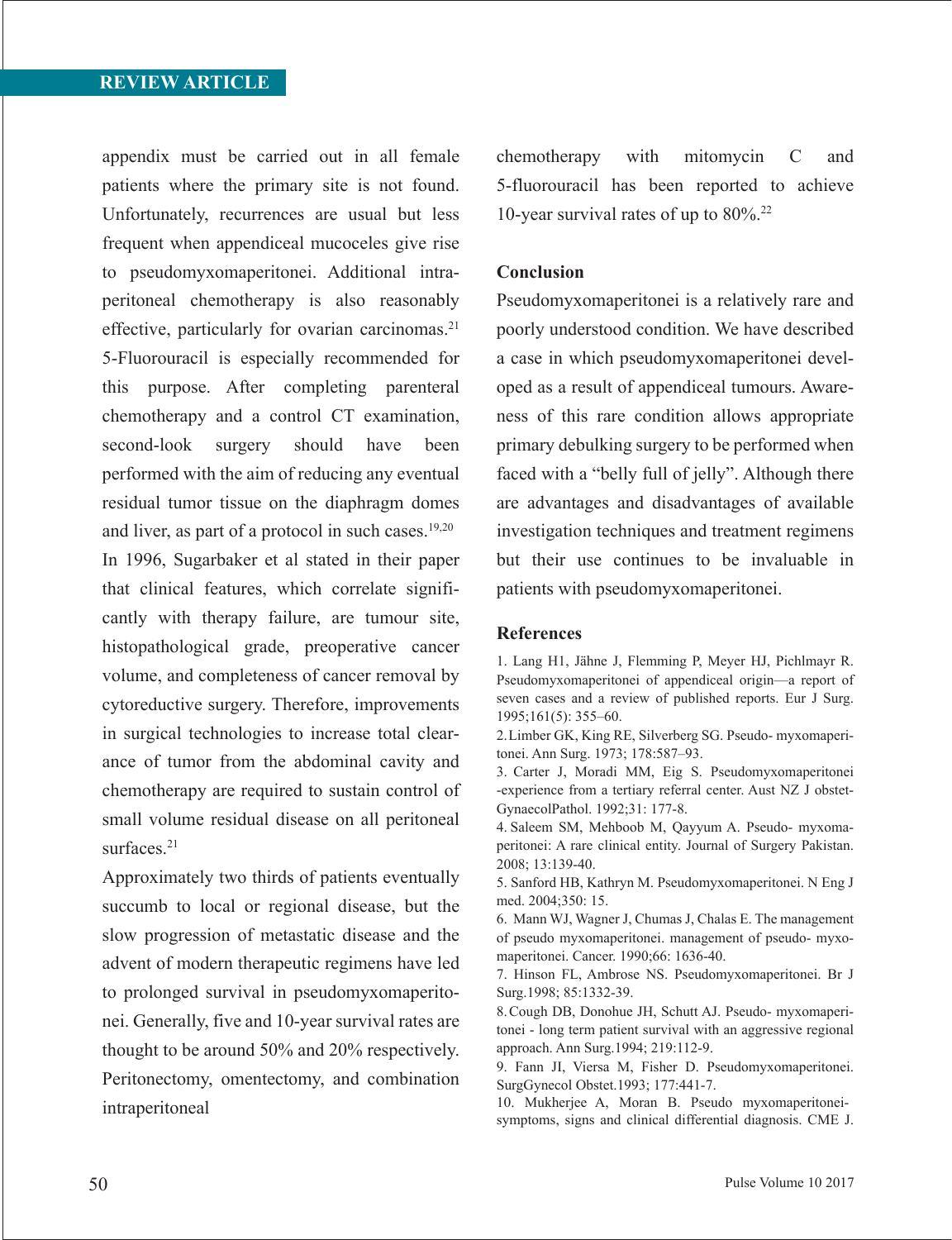appendix must be carried out in all female patients where the primary site is not found. Unfortunately, recurrences are usual but less frequent when appendiceal mucoceles give rise to pseudomyxomaperitonei. Additional intraperitoneal chemotherapy is also reasonably effective, particularly for ovarian carcinomas.[21] 5-Fluorouracil is especially recommended for this purpose. After completing parenteral chemotherapy and a control CT examination, second-look surgery should have been performed with the aim of reducing any eventual residual tumor tissue on the diaphragm domes and liver, as part of a protocol in such cases.[19,20] In 1996, Sugarbaker et al stated in their paper that clinical features, which correlate significantly with therapy failure, are tumour site, histopathological grade, preoperative cancer volume, and completeness of cancer removal by cytoreductive surgery. Therefore, improvements in surgical technologies to increase total clearance of tumor from the abdominal cavity and chemotherapy are required to sustain control of small volume residual disease on all peritoneal surfaces.[21]

Approximately two thirds of patients eventually succumb to local or regional disease, but the slow progression of metastatic disease and the advent of modern therapeutic regimens have led to prolonged survival in pseudomyxomaperitonei. Generally, five and 10-year survival rates are thought to be around 50% and 20% respectively. Peritonectomy, omentectomy, and combination intraperitoneal chemotherapy with mitomycin C and 5-fluorouracil has been reported to achieve 10-year survival rates of up to 80%.[22]

## Conclusion

Pseudomyxomaperitonei is a relatively rare and poorly understood condition. We have described a case in which pseudomyxomaperitonei developed as a result of appendiceal tumours. Awareness of this rare condition allows appropriate primary debulking surgery to be performed when faced with a "belly full of jelly". Although there are advantages and disadvantages of available investigation techniques and treatment regimens but their use continues to be invaluable in patients with pseudomyxomaperitonei.

## References

1. Lang H1, Jähne J, Flemming P, Meyer HJ, Pichlmayr R. Pseudomyxomaperitonei of appendiceal origin—a report of seven cases and a review of published reports. Eur J Surg. 1995;161(5): 355–60.
2. Limber GK, King RE, Silverberg SG. Pseudo- myxomaperitonei. Ann Surg. 1973; 178:587–93.
3. Carter J, Moradi MM, Eig S. Pseudomyxomaperitonei -experience from a tertiary referral center. Aust NZ J obstet-GynaecolPathol. 1992;31: 177-8.
4. Saleem SM, Mehboob M, Qayyum A. Pseudo- myxomaperitonei: A rare clinical entity. Journal of Surgery Pakistan. 2008; 13:139-40.
5. Sanford HB, Kathryn M. Pseudomyxomaperitonei. N Eng J med. 2004;350: 15.
6. Mann WJ, Wagner J, Chumas J, Chalas E. The management of pseudo myxomaperitonei. management of pseudo- myxomaperitonei. Cancer. 1990;66: 1636-40.
7. Hinson FL, Ambrose NS. Pseudomyxomaperitonei. Br J Surg.1998; 85:1332-39.
8. Cough DB, Donohue JH, Schutt AJ. Pseudo- myxomaperitonei - long term patient survival with an aggressive regional approach. Ann Surg.1994; 219:112-9.
9. Fann JI, Viersa M, Fisher D. Pseudomyxomaperitonei. SurgGynecol Obstet.1993; 177:441-7.
10. Mukherjee A, Moran B. Pseudo myxomaperitonei-symptoms, signs and clinical differential diagnosis. CME J.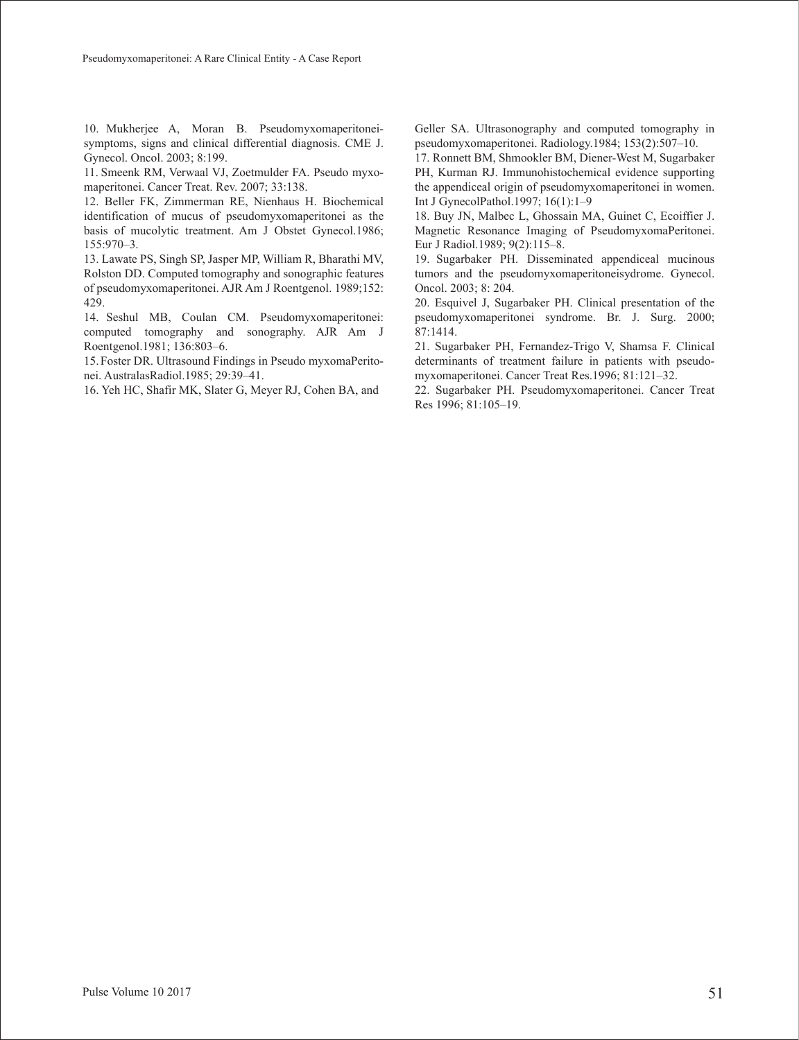10. Mukherjee A, Moran B. Pseudomyxomaperitonei-symptoms, signs and clinical differential diagnosis. CME J. Gynecol. Oncol. 2003; 8:199.

11. Smeenk RM, Verwaal VJ, Zoetmulder FA. Pseudo myxomaperitonei. Cancer Treat. Rev. 2007; 33:138.

12. Beller FK, Zimmerman RE, Nienhaus H. Biochemical identification of mucus of pseudomyxomaperitonei as the basis of mucolytic treatment. Am J Obstet Gynecol.1986; 155:970–3.

13. Lawate PS, Singh SP, Jasper MP, William R, Bharathi MV, Rolston DD. Computed tomography and sonographic features of pseudomyxomaperitonei. AJR Am J Roentgenol. 1989;152: 429.

14. Seshul MB, Coulan CM. Pseudomyxomaperitonei: computed tomography and sonography. AJR Am J Roentgenol.1981; 136:803–6.

15. Foster DR. Ultrasound Findings in Pseudo myxomaPeritonei. AustralasRadiol.1985; 29:39–41.

16. Yeh HC, Shafir MK, Slater G, Meyer RJ, Cohen BA, and Geller SA. Ultrasonography and computed tomography in pseudomyxomaperitonei. Radiology.1984; 153(2):507–10.

17. Ronnett BM, Shmookler BM, Diener-West M, Sugarbaker PH, Kurman RJ. Immunohistochemical evidence supporting the appendiceal origin of pseudomyxomaperitonei in women. Int J GynecolPathol.1997; 16(1):1–9

18. Buy JN, Malbec L, Ghossain MA, Guinet C, Ecoiffier J. Magnetic Resonance Imaging of PseudomyxomaPeritonei. Eur J Radiol.1989; 9(2):115–8.

19. Sugarbaker PH. Disseminated appendiceal mucinous tumors and the pseudomyxomaperitoneisydrome. Gynecol. Oncol. 2003; 8: 204.

20. Esquivel J, Sugarbaker PH. Clinical presentation of the pseudomyxomaperitonei syndrome. Br. J. Surg. 2000; 87:1414.

21. Sugarbaker PH, Fernandez-Trigo V, Shamsa F. Clinical determinants of treatment failure in patients with pseudomyxomaperitonei. Cancer Treat Res.1996; 81:121–32.

22. Sugarbaker PH. Pseudomyxomaperitonei. Cancer Treat Res 1996; 81:105–19.